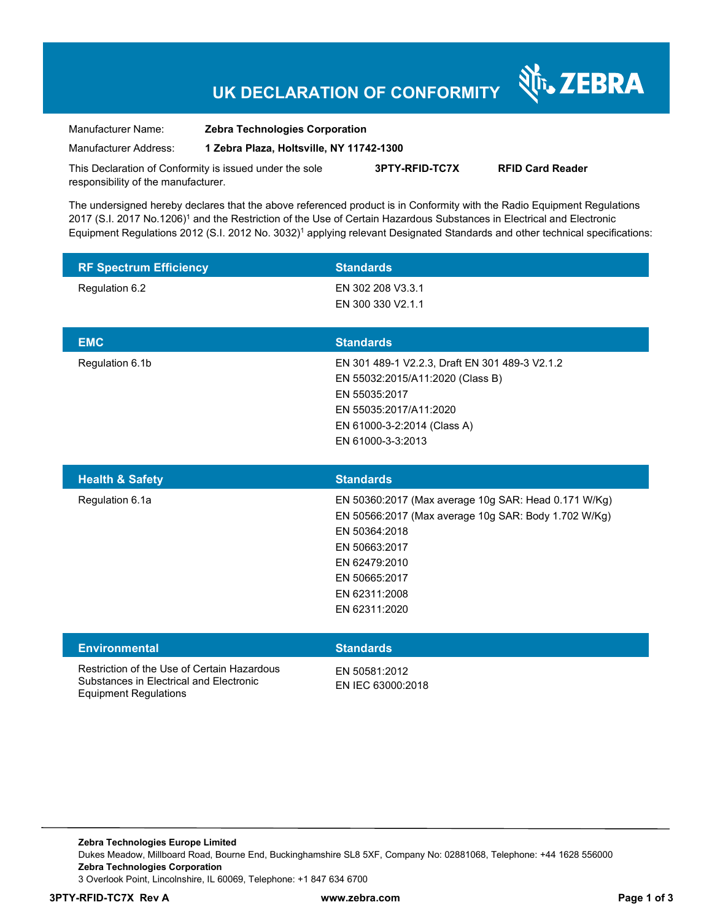# UK DECLARATION OF CONFORMITY

ZEBRA

Manufacturer Name: **Zebra Technologies Corporation**

Manufacturer Address: **1 Zebra Plaza, Holtsville, NY 11742-1300**

This Declaration of Conformity is issued under the sole responsibility of the manufacturer. **3PTY-RFID-TC7X** **RFID Card Reader**

The undersigned hereby declares that the above referenced product is in Conformity with the Radio Equipment Regulations 2017 (S.I. 2017 No.1206)[1] and the Restriction of the Use of Certain Hazardous Substances in Electrical and Electronic Equipment Regulations 2012 (S.I. 2012 No. 3032)[1] applying relevant Designated Standards and other technical specifications:

| RF Spectrum Efficiency | Standards |
|---|---|
| Regulation 6.2 | EN 302 208 V3.3.1<br>EN 300 330 V2.1.1 |

| EMC | Standards |
|---|---|
| Regulation 6.1b | EN 301 489-1 V2.2.3, Draft EN 301 489-3 V2.1.2<br>EN 55032:2015/A11:2020 (Class B)<br>EN 55035:2017<br>EN 55035:2017/A11:2020<br>EN 61000-3-2:2014 (Class A)<br>EN 61000-3-3:2013 |

| Health & Safety | Standards |
|---|---|
| Regulation 6.1a | EN 50360:2017 (Max average 10g SAR: Head 0.171 W/Kg)<br>EN 50566:2017 (Max average 10g SAR: Body 1.702 W/Kg)<br>EN 50364:2018<br>EN 50663:2017<br>EN 62479:2010<br>EN 50665:2017<br>EN 62311:2008<br>EN 62311:2020 |

| Environmental | Standards |
|---|---|
| Restriction of the Use of Certain Hazardous Substances in Electrical and Electronic Equipment Regulations | EN 50581:2012<br>EN IEC 63000:2018 |

**Zebra Technologies Europe Limited**
Dukes Meadow, Millboard Road, Bourne End, Buckinghamshire SL8 5XF, Company No: 02881068, Telephone: +44 1628 556000
**Zebra Technologies Corporation**
3 Overlook Point, Lincolnshire, IL 60069, Telephone: +1 847 634 6700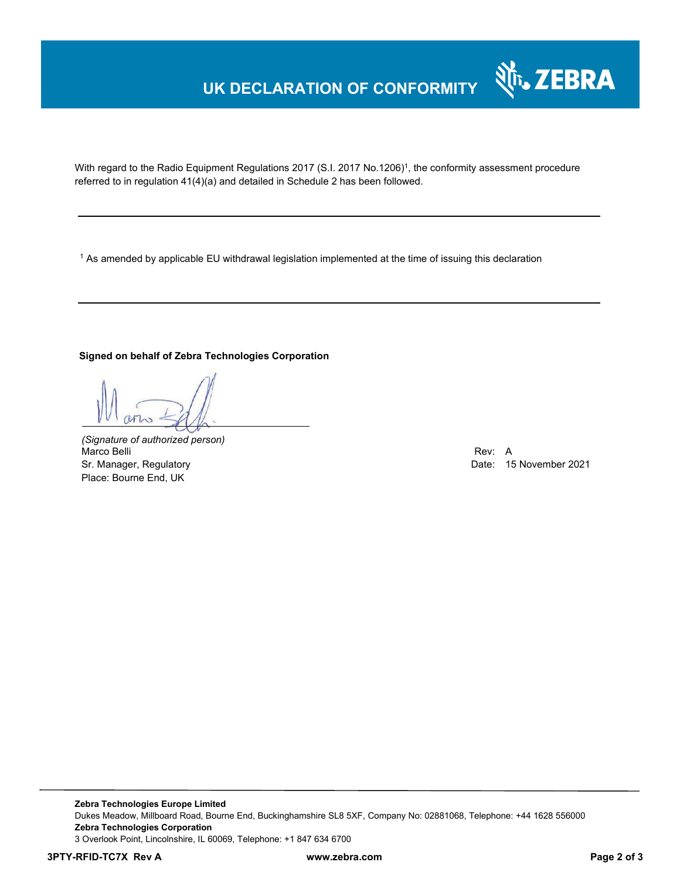# UK DECLARATION OF CONFORMITY

With regard to the Radio Equipment Regulations 2017 (S.I. 2017 No.1206)[1], the conformity assessment procedure referred to in regulation 41(4)(a) and detailed in Schedule 2 has been followed.

---

[1] As amended by applicable EU withdrawal legislation implemented at the time of issuing this declaration

---

**Signed on behalf of Zebra Technologies Corporation**

*(Signature of authorized person)*
Marco Belli
Sr. Manager, Regulatory
Place: Bourne End, UK

Rev: A
Date: 15 November 2021

---

**Zebra Technologies Europe Limited**
Dukes Meadow, Millboard Road, Bourne End, Buckinghamshire SL8 5XF, Company No: 02881068, Telephone: +44 1628 556000
**Zebra Technologies Corporation**
3 Overlook Point, Lincolnshire, IL 60069, Telephone: +1 847 634 6700

**3PTY-RFID-TC7X Rev A** **www.zebra.com**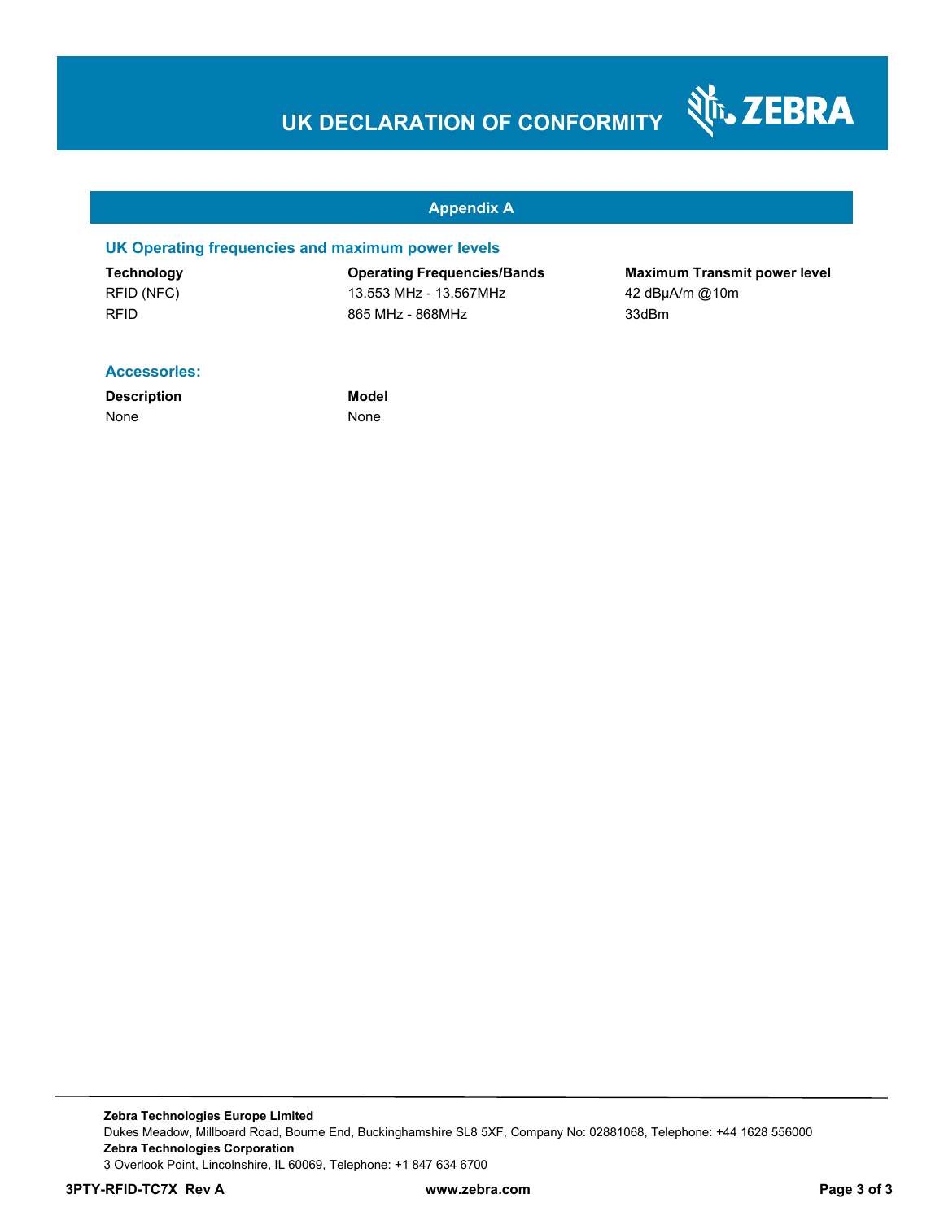# UK DECLARATION OF CONFORMITY

## Appendix A

### UK Operating frequencies and maximum power levels

| Technology | Operating Frequencies/Bands | Maximum Transmit power level |
|---|---|---|
| RFID (NFC) | 13.553 MHz - 13.567MHz | 42 dBµA/m @10m |
| RFID | 865 MHz - 868MHz | 33dBm |

### Accessories:

| Description | Model |
|---|---|
| None | None |

**Zebra Technologies Europe Limited**
Dukes Meadow, Millboard Road, Bourne End, Buckinghamshire SL8 5XF, Company No: 02881068, Telephone: +44 1628 556000
**Zebra Technologies Corporation**
3 Overlook Point, Lincolnshire, IL 60069, Telephone: +1 847 634 6700

**3PTY-RFID-TC7X Rev A** **www.zebra.com**